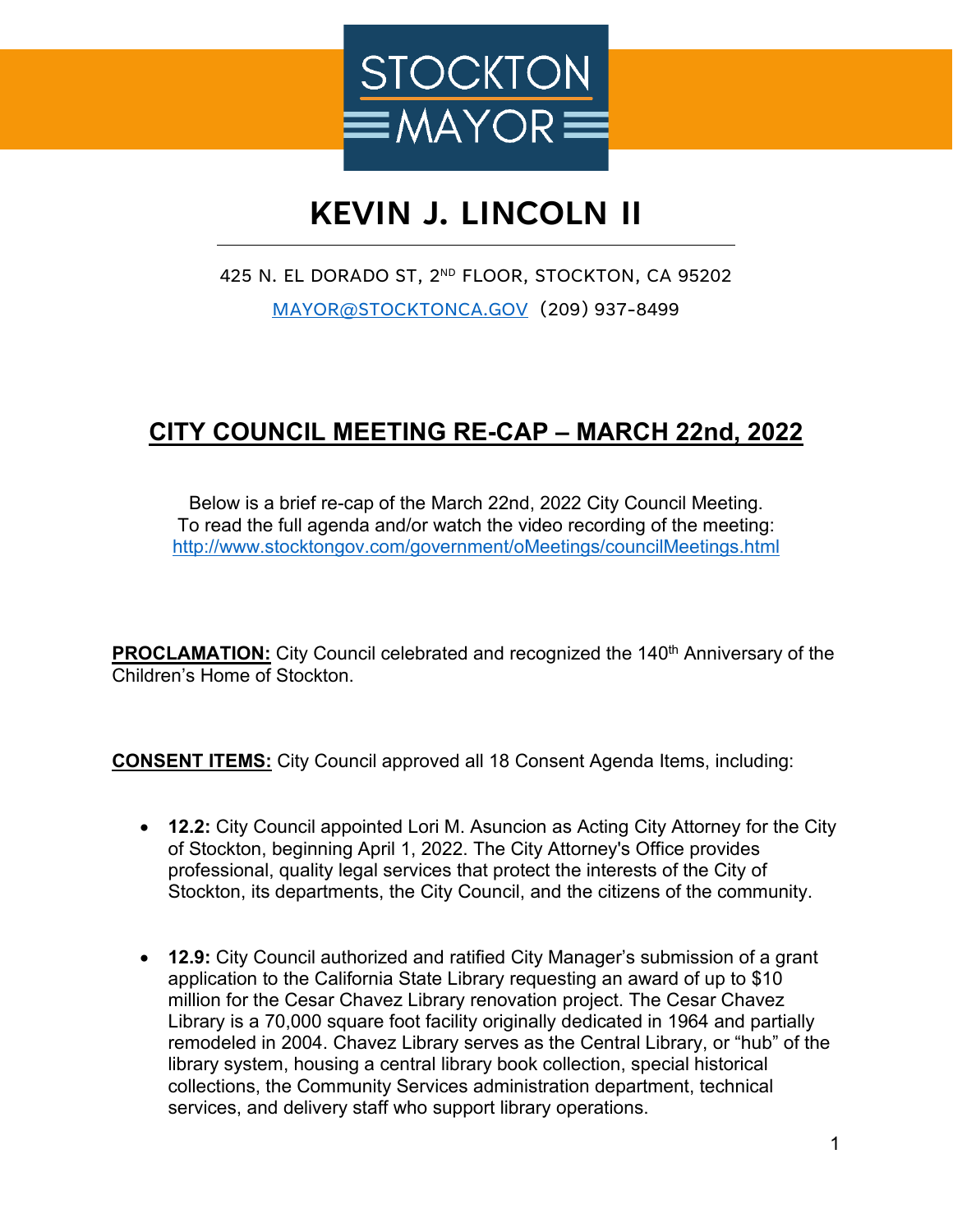STOCKTON MAYOR

# KEVIN J. LINCOLN II

425 N. EL DORADO ST, 2ND FLOOR, STOCKTON, CA 95202

MAYOR@STOCKTONCA.GOV (209) 937-8499

## CITY COUNCIL MEETING RE-CAP – MARCH 22nd, 2022

Below is a brief re-cap of the March 22nd, 2022 City Council Meeting.
To read the full agenda and/or watch the video recording of the meeting:
http://www.stocktongov.com/government/oMeetings/councilMeetings.html

**PROCLAMATION:** City Council celebrated and recognized the 140th Anniversary of the Children's Home of Stockton.

**CONSENT ITEMS:** City Council approved all 18 Consent Agenda Items, including:

- **12.2:** City Council appointed Lori M. Asuncion as Acting City Attorney for the City of Stockton, beginning April 1, 2022. The City Attorney's Office provides professional, quality legal services that protect the interests of the City of Stockton, its departments, the City Council, and the citizens of the community.

- **12.9:** City Council authorized and ratified City Manager's submission of a grant application to the California State Library requesting an award of up to $10 million for the Cesar Chavez Library renovation project. The Cesar Chavez Library is a 70,000 square foot facility originally dedicated in 1964 and partially remodeled in 2004. Chavez Library serves as the Central Library, or "hub" of the library system, housing a central library book collection, special historical collections, the Community Services administration department, technical services, and delivery staff who support library operations.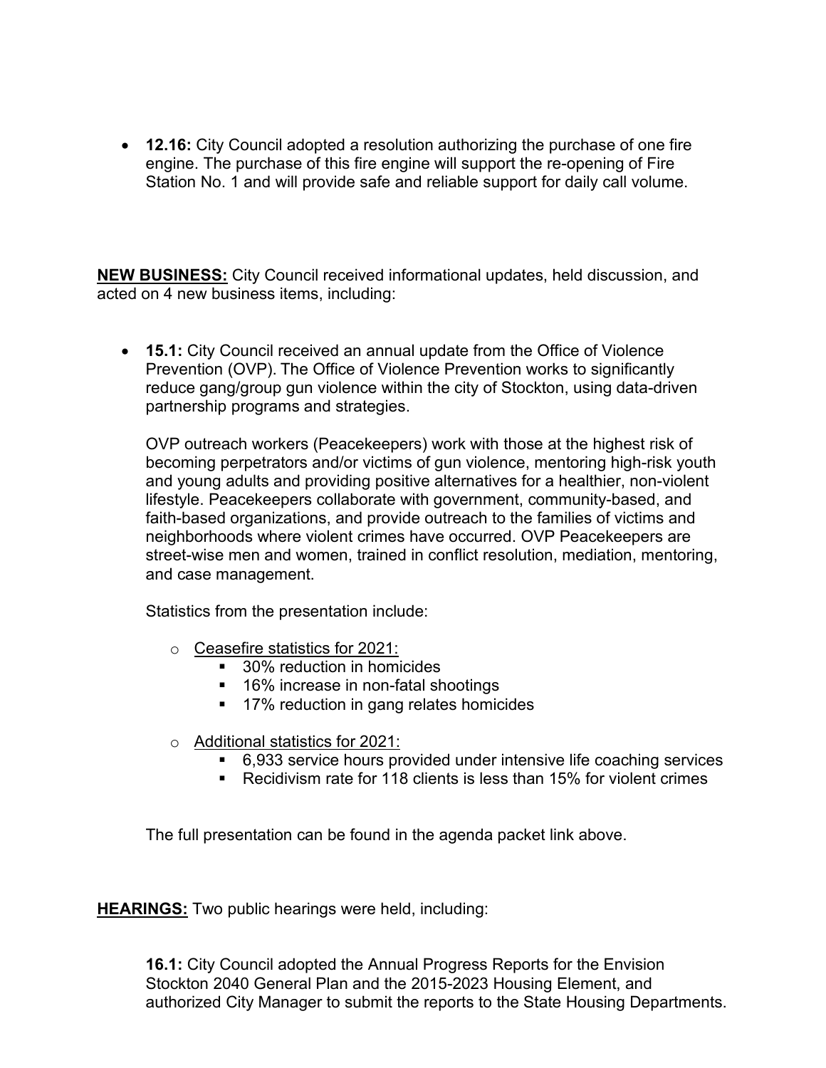- **12.16:** City Council adopted a resolution authorizing the purchase of one fire engine. The purchase of this fire engine will support the re-opening of Fire Station No. 1 and will provide safe and reliable support for daily call volume.

**NEW BUSINESS:** City Council received informational updates, held discussion, and acted on 4 new business items, including:

- **15.1:** City Council received an annual update from the Office of Violence Prevention (OVP). The Office of Violence Prevention works to significantly reduce gang/group gun violence within the city of Stockton, using data-driven partnership programs and strategies.

  OVP outreach workers (Peacekeepers) work with those at the highest risk of becoming perpetrators and/or victims of gun violence, mentoring high-risk youth and young adults and providing positive alternatives for a healthier, non-violent lifestyle. Peacekeepers collaborate with government, community-based, and faith-based organizations, and provide outreach to the families of victims and neighborhoods where violent crimes have occurred. OVP Peacekeepers are street-wise men and women, trained in conflict resolution, mediation, mentoring, and case management.

  Statistics from the presentation include:

  - Ceasefire statistics for 2021:
    - 30% reduction in homicides
    - 16% increase in non-fatal shootings
    - 17% reduction in gang relates homicides
  - Additional statistics for 2021:
    - 6,933 service hours provided under intensive life coaching services
    - Recidivism rate for 118 clients is less than 15% for violent crimes

  The full presentation can be found in the agenda packet link above.

**HEARINGS:** Two public hearings were held, including:

**16.1:** City Council adopted the Annual Progress Reports for the Envision Stockton 2040 General Plan and the 2015-2023 Housing Element, and authorized City Manager to submit the reports to the State Housing Departments.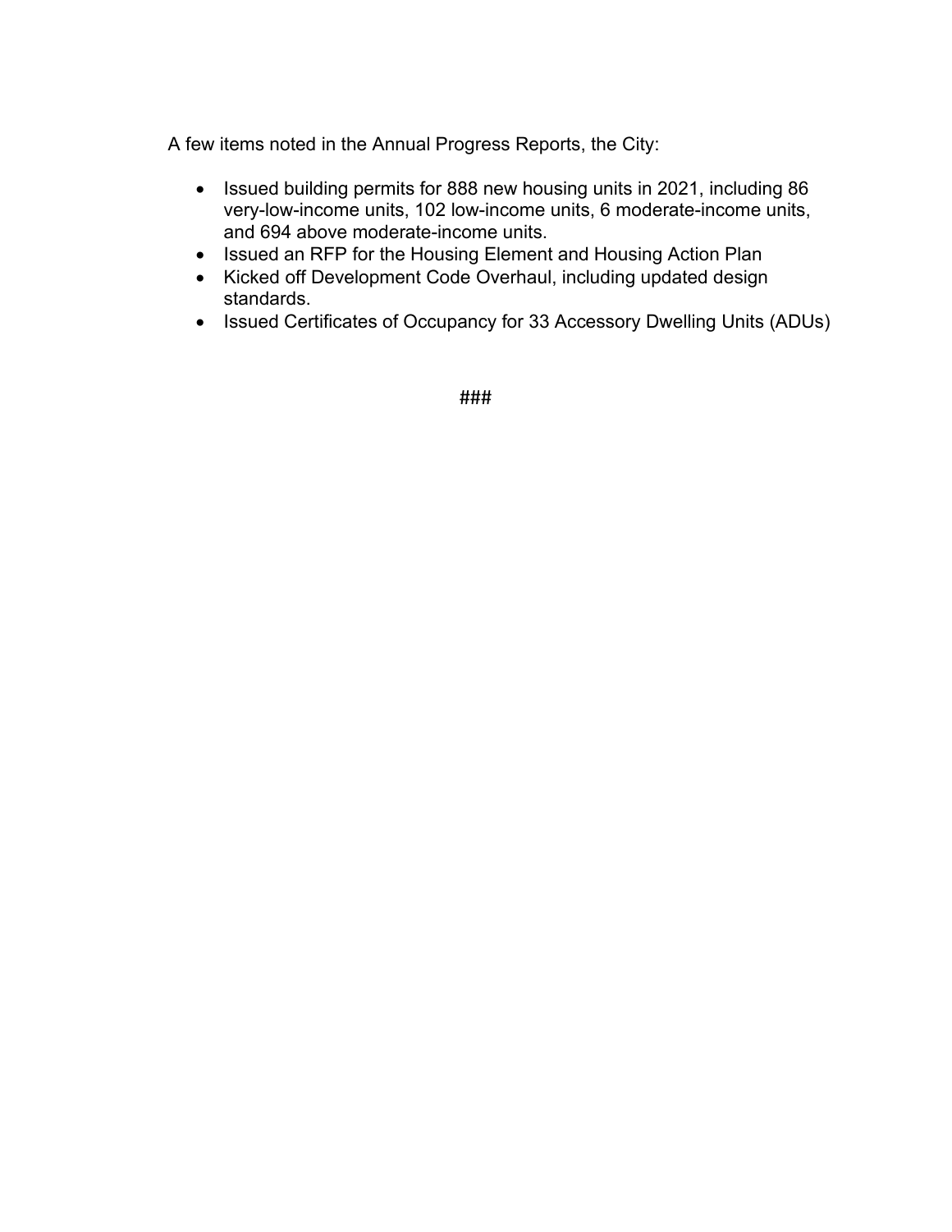A few items noted in the Annual Progress Reports, the City:

- Issued building permits for 888 new housing units in 2021, including 86 very-low-income units, 102 low-income units, 6 moderate-income units, and 694 above moderate-income units.
- Issued an RFP for the Housing Element and Housing Action Plan
- Kicked off Development Code Overhaul, including updated design standards.
- Issued Certificates of Occupancy for 33 Accessory Dwelling Units (ADUs)

###